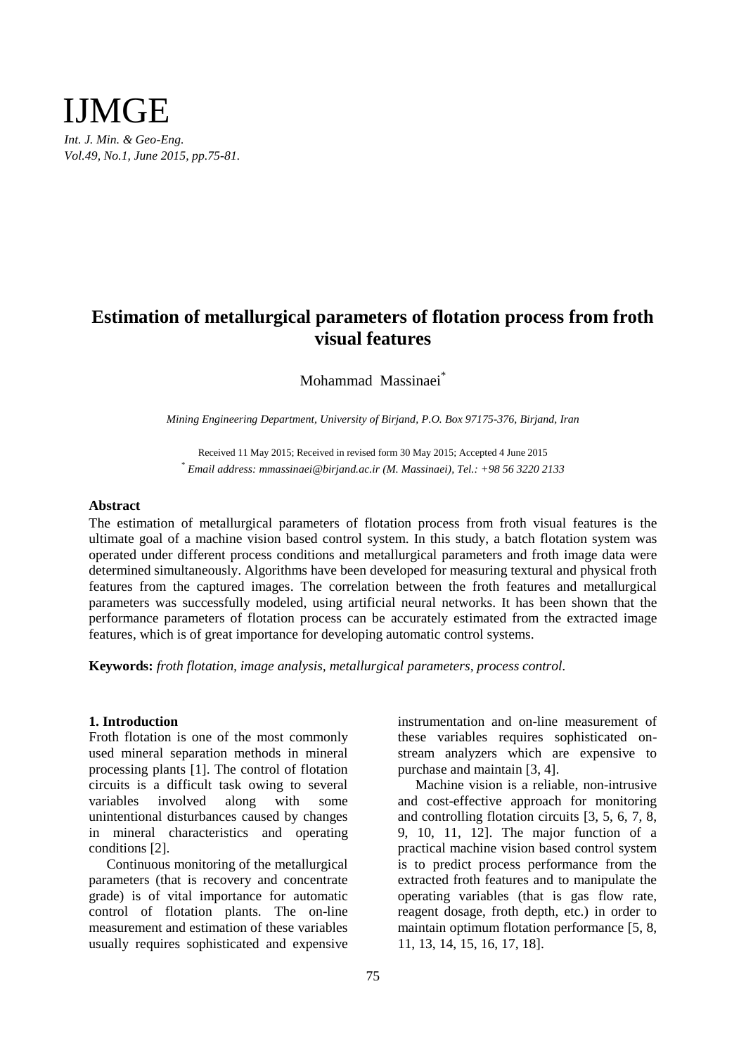# Estimation of metallurgical parameters of flotation process from froth visual features

Mohammad Massinaei[*]

*Mining Engineering Department, University of Birjand, P.O. Box 97175-376, Birjand, Iran*

Received 11 May 2015; Received in revised form 30 May 2015; Accepted 4 June 2015

[*] *Email address: mmassinaei@birjand.ac.ir (M. Massinaei), Tel.: +98 56 3220 2133*

## Abstract

The estimation of metallurgical parameters of flotation process from froth visual features is the ultimate goal of a machine vision based control system. In this study, a batch flotation system was operated under different process conditions and metallurgical parameters and froth image data were determined simultaneously. Algorithms have been developed for measuring textural and physical froth features from the captured images. The correlation between the froth features and metallurgical parameters was successfully modeled, using artificial neural networks. It has been shown that the performance parameters of flotation process can be accurately estimated from the extracted image features, which is of great importance for developing automatic control systems.

**Keywords:** *froth flotation, image analysis, metallurgical parameters, process control.*

## 1. Introduction

Froth flotation is one of the most commonly used mineral separation methods in mineral processing plants [1]. The control of flotation circuits is a difficult task owing to several variables involved along with some unintentional disturbances caused by changes in mineral characteristics and operating conditions [2].

Continuous monitoring of the metallurgical parameters (that is recovery and concentrate grade) is of vital importance for automatic control of flotation plants. The on-line measurement and estimation of these variables usually requires sophisticated and expensive instrumentation and on-line measurement of these variables requires sophisticated on-stream analyzers which are expensive to purchase and maintain [3, 4].

Machine vision is a reliable, non-intrusive and cost-effective approach for monitoring and controlling flotation circuits [3, 5, 6, 7, 8, 9, 10, 11, 12]. The major function of a practical machine vision based control system is to predict process performance from the extracted froth features and to manipulate the operating variables (that is gas flow rate, reagent dosage, froth depth, etc.) in order to maintain optimum flotation performance [5, 8, 11, 13, 14, 15, 16, 17, 18].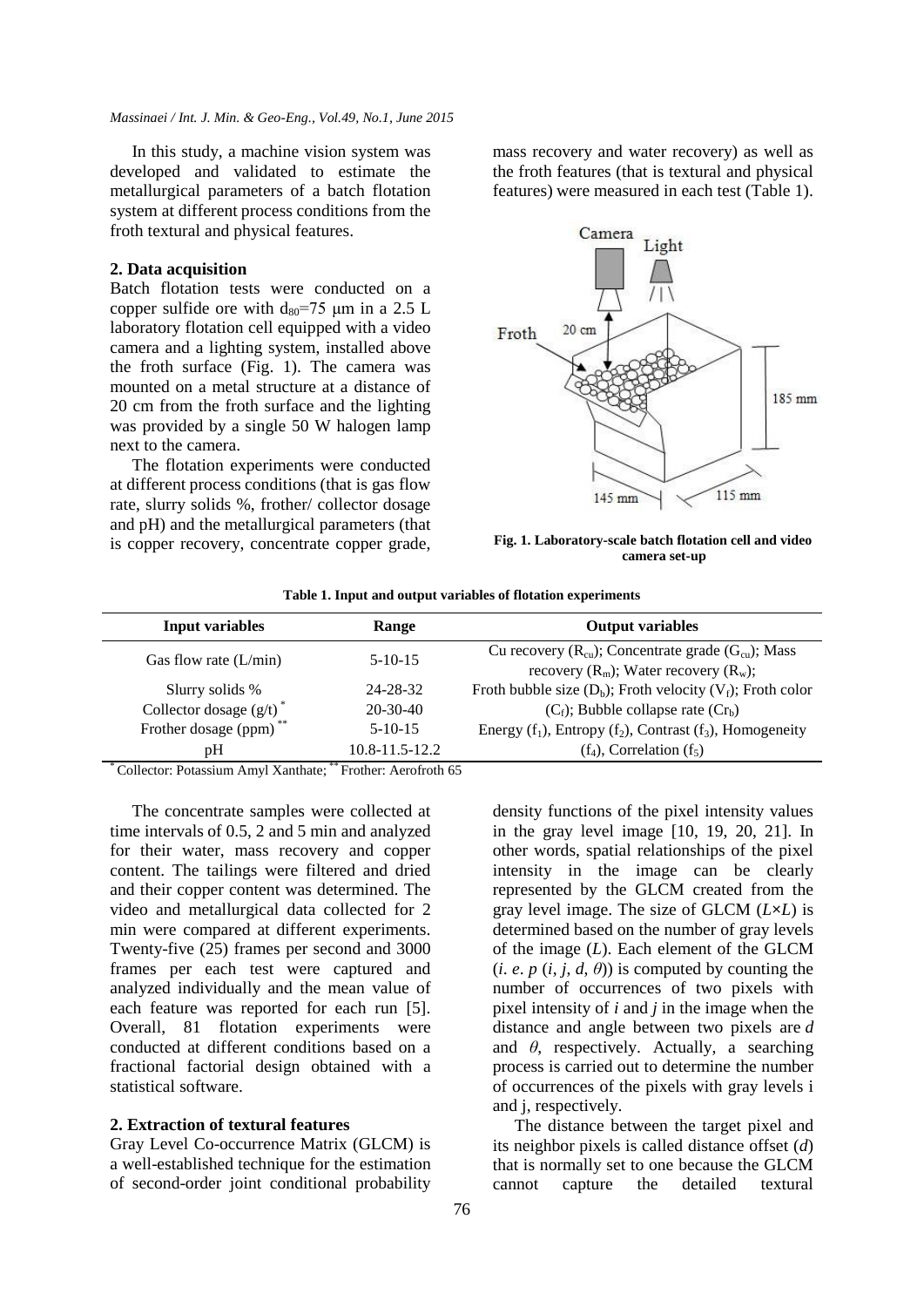In this study, a machine vision system was developed and validated to estimate the metallurgical parameters of a batch flotation system at different process conditions from the froth textural and physical features.

## 2. Data acquisition

Batch flotation tests were conducted on a copper sulfide ore with $d_{80}$=75 μm in a 2.5 L laboratory flotation cell equipped with a video camera and a lighting system, installed above the froth surface (Fig. 1). The camera was mounted on a metal structure at a distance of 20 cm from the froth surface and the lighting was provided by a single 50 W halogen lamp next to the camera.

The flotation experiments were conducted at different process conditions (that is gas flow rate, slurry solids %, frother/ collector dosage and pH) and the metallurgical parameters (that is copper recovery, concentrate copper grade, mass recovery and water recovery) as well as the froth features (that is textural and physical features) were measured in each test (Table 1).

**Fig. 1. Laboratory-scale batch flotation cell and video camera set-up**

**Table 1. Input and output variables of flotation experiments**

| Input variables | Range | Output variables |
|---|---|---|
| Gas flow rate (L/min) | 5-10-15 | Cu recovery ($R_{cu}$); Concentrate grade ($G_{cu}$); Mass recovery ($R_m$); Water recovery ($R_w$); |
| Slurry solids % | 24-28-32 | Froth bubble size ($D_b$); Froth velocity ($V_f$); Froth color |
| Collector dosage (g/t) * | 20-30-40 | ($C_f$); Bubble collapse rate ($Cr_b$) |
| Frother dosage (ppm) ** | 5-10-15 | Energy ($f_1$), Entropy ($f_2$), Contrast ($f_3$), Homogeneity |
| pH | 10.8-11.5-12.2 | ($f_4$), Correlation ($f_5$) |

* Collector: Potassium Amyl Xanthate; ** Frother: Aerofroth 65

The concentrate samples were collected at time intervals of 0.5, 2 and 5 min and analyzed for their water, mass recovery and copper content. The tailings were filtered and dried and their copper content was determined. The video and metallurgical data collected for 2 min were compared at different experiments. Twenty-five (25) frames per second and 3000 frames per each test were captured and analyzed individually and the mean value of each feature was reported for each run [5]. Overall, 81 flotation experiments were conducted at different conditions based on a fractional factorial design obtained with a statistical software.

## 2. Extraction of textural features

Gray Level Co-occurrence Matrix (GLCM) is a well-established technique for the estimation of second-order joint conditional probability density functions of the pixel intensity values in the gray level image [10, 19, 20, 21]. In other words, spatial relationships of the pixel intensity in the image can be clearly represented by the GLCM created from the gray level image. The size of GLCM ($L\times L$) is determined based on the number of gray levels of the image ($L$). Each element of the GLCM (*i. e.* $p(i, j, d, \theta)$) is computed by counting the number of occurrences of two pixels with pixel intensity of $i$ and $j$ in the image when the distance and angle between two pixels are $d$ and $\theta$, respectively. Actually, a searching process is carried out to determine the number of occurrences of the pixels with gray levels i and j, respectively.

The distance between the target pixel and its neighbor pixels is called distance offset ($d$) that is normally set to one because the GLCM cannot capture the detailed textural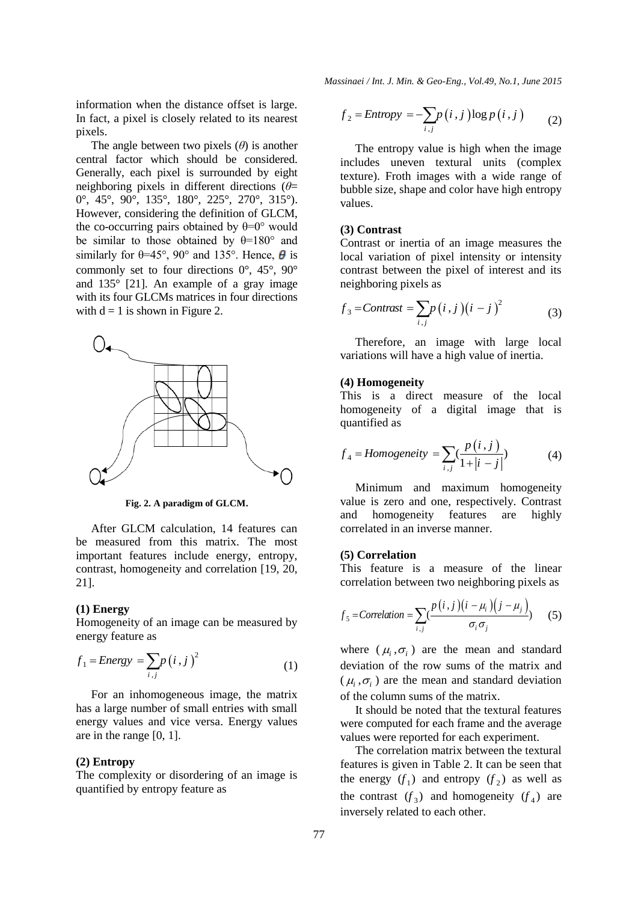information when the distance offset is large. In fact, a pixel is closely related to its nearest pixels.

The angle between two pixels ($\theta$) is another central factor which should be considered. Generally, each pixel is surrounded by eight neighboring pixels in different directions ($\theta$= 0°, 45°, 90°, 135°, 180°, 225°, 270°, 315°). However, considering the definition of GLCM, the co-occurring pairs obtained by θ=0° would be similar to those obtained by θ=180° and similarly for θ=45°, 90° and 135°. Hence, $\theta$ is commonly set to four directions 0°, 45°, 90° and 135° [21]. An example of a gray image with its four GLCMs matrices in four directions with d = 1 is shown in Figure 2.

**Fig. 2. A paradigm of GLCM.**

After GLCM calculation, 14 features can be measured from this matrix. The most important features include energy, entropy, contrast, homogeneity and correlation [19, 20, 21].

**(1) Energy**

Homogeneity of an image can be measured by energy feature as

$$f_1 = Energy = \sum_{i,j} p(i,j)^2 \quad (1)$$

For an inhomogeneous image, the matrix has a large number of small entries with small energy values and vice versa. Energy values are in the range [0, 1].

**(2) Entropy**

The complexity or disordering of an image is quantified by entropy feature as

$$f_2 = Entropy = -\sum_{i,j} p(i,j) \log p(i,j) \quad (2)$$

The entropy value is high when the image includes uneven textural units (complex texture). Froth images with a wide range of bubble size, shape and color have high entropy values.

**(3) Contrast**

Contrast or inertia of an image measures the local variation of pixel intensity or intensity contrast between the pixel of interest and its neighboring pixels as

$$f_3 = Contrast = \sum_{i,j} p(i,j)(i-j)^2 \quad (3)$$

Therefore, an image with large local variations will have a high value of inertia.

**(4) Homogeneity**

This is a direct measure of the local homogeneity of a digital image that is quantified as

$$f_4 = Homogeneity = \sum_{i,j} \left(\frac{p(i,j)}{1+|i-j|}\right) \quad (4)$$

Minimum and maximum homogeneity value is zero and one, respectively. Contrast and homogeneity features are highly correlated in an inverse manner.

**(5) Correlation**

This feature is a measure of the linear correlation between two neighboring pixels as

$$f_5 = Correlation = \sum_{i,j} \left(\frac{p(i,j)(i-\mu_i)(j-\mu_j)}{\sigma_i \sigma_j}\right) \quad (5)$$

where ($\mu_i, \sigma_i$) are the mean and standard deviation of the row sums of the matrix and ($\mu_i, \sigma_i$) are the mean and standard deviation of the column sums of the matrix.

It should be noted that the textural features were computed for each frame and the average values were reported for each experiment.

The correlation matrix between the textural features is given in Table 2. It can be seen that the energy ($f_1$) and entropy ($f_2$) as well as the contrast ($f_3$) and homogeneity ($f_4$) are inversely related to each other.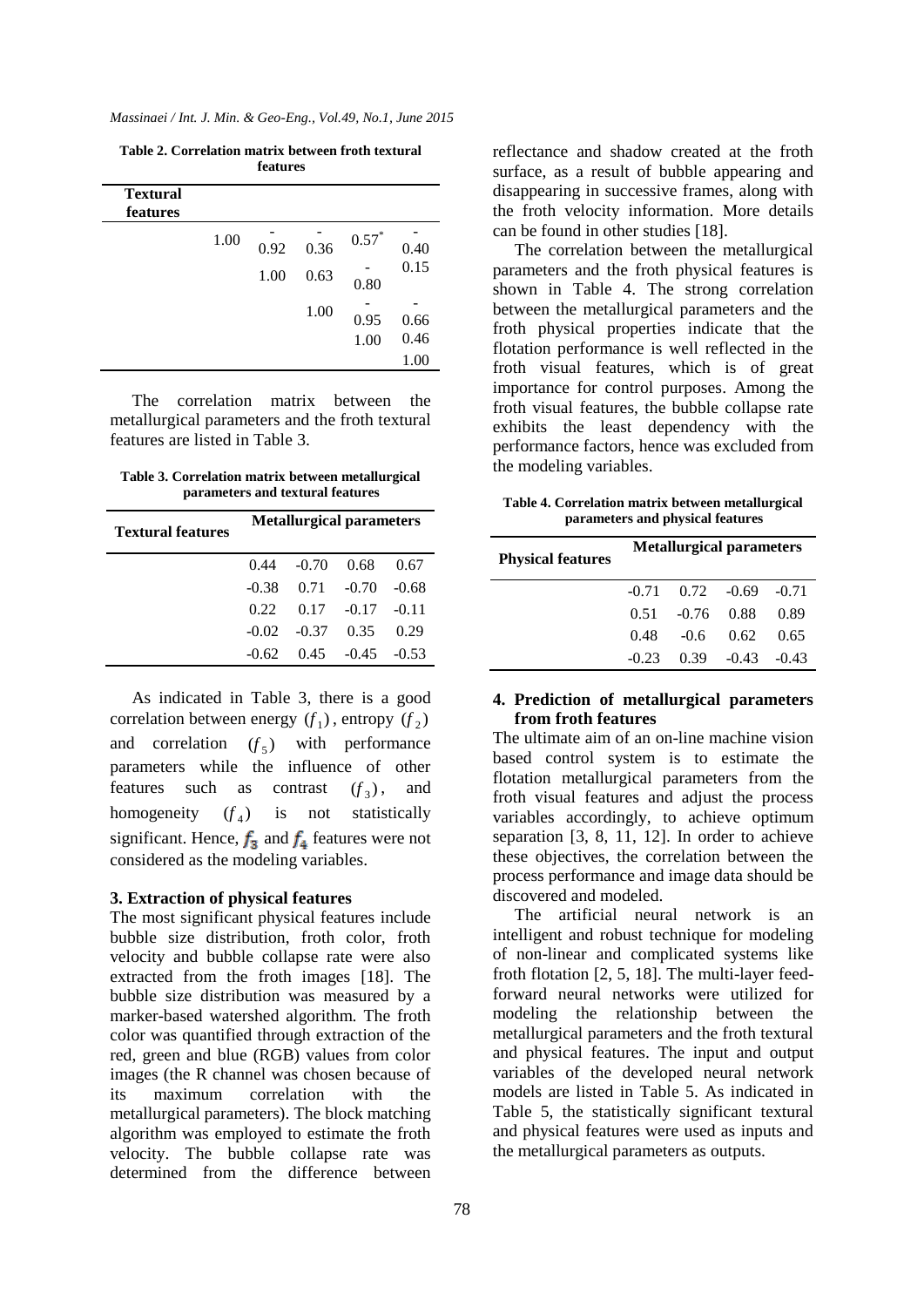**Table 2. Correlation matrix between froth textural features**

| Textural features | | | | | |
|---|---|---|---|---|---|
| | 1.00 | -0.92 | -0.36 | $0.57^*$ | -0.40 |
| | | 1.00 | 0.63 | -0.80 | 0.15 |
| | | | 1.00 | -0.95 | -0.66 |
| | | | | 1.00 | 0.46 |
| | | | | | 1.00 |

The correlation matrix between the metallurgical parameters and the froth textural features are listed in Table 3.

**Table 3. Correlation matrix between metallurgical parameters and textural features**

| Textural features | Metallurgical parameters | | | |
|---|---|---|---|---|
| | 0.44 | -0.70 | 0.68 | 0.67 |
| | -0.38 | 0.71 | -0.70 | -0.68 |
| | 0.22 | 0.17 | -0.17 | -0.11 |
| | -0.02 | -0.37 | 0.35 | 0.29 |
| | -0.62 | 0.45 | -0.45 | -0.53 |

As indicated in Table 3, there is a good correlation between energy $(f_1)$, entropy $(f_2)$ and correlation $(f_5)$ with performance parameters while the influence of other features such as contrast $(f_3)$, and homogeneity $(f_4)$ is not statistically significant. Hence, $f_3$ and $f_4$ features were not considered as the modeling variables.

### 3. Extraction of physical features

The most significant physical features include bubble size distribution, froth color, froth velocity and bubble collapse rate were also extracted from the froth images [18]. The bubble size distribution was measured by a marker-based watershed algorithm. The froth color was quantified through extraction of the red, green and blue (RGB) values from color images (the R channel was chosen because of its maximum correlation with the metallurgical parameters). The block matching algorithm was employed to estimate the froth velocity. The bubble collapse rate was determined from the difference between reflectance and shadow created at the froth surface, as a result of bubble appearing and disappearing in successive frames, along with the froth velocity information. More details can be found in other studies [18].

The correlation between the metallurgical parameters and the froth physical features is shown in Table 4. The strong correlation between the metallurgical parameters and the froth physical properties indicate that the flotation performance is well reflected in the froth visual features, which is of great importance for control purposes. Among the froth visual features, the bubble collapse rate exhibits the least dependency with the performance factors, hence was excluded from the modeling variables.

**Table 4. Correlation matrix between metallurgical parameters and physical features**

| Physical features | Metallurgical parameters | | | |
|---|---|---|---|---|
| | -0.71 | 0.72 | -0.69 | -0.71 |
| | 0.51 | -0.76 | 0.88 | 0.89 |
| | 0.48 | -0.6 | 0.62 | 0.65 |
| | -0.23 | 0.39 | -0.43 | -0.43 |

### 4. Prediction of metallurgical parameters from froth features

The ultimate aim of an on-line machine vision based control system is to estimate the flotation metallurgical parameters from the froth visual features and adjust the process variables accordingly, to achieve optimum separation [3, 8, 11, 12]. In order to achieve these objectives, the correlation between the process performance and image data should be discovered and modeled.

The artificial neural network is an intelligent and robust technique for modeling of non-linear and complicated systems like froth flotation [2, 5, 18]. The multi-layer feed-forward neural networks were utilized for modeling the relationship between the metallurgical parameters and the froth textural and physical features. The input and output variables of the developed neural network models are listed in Table 5. As indicated in Table 5, the statistically significant textural and physical features were used as inputs and the metallurgical parameters as outputs.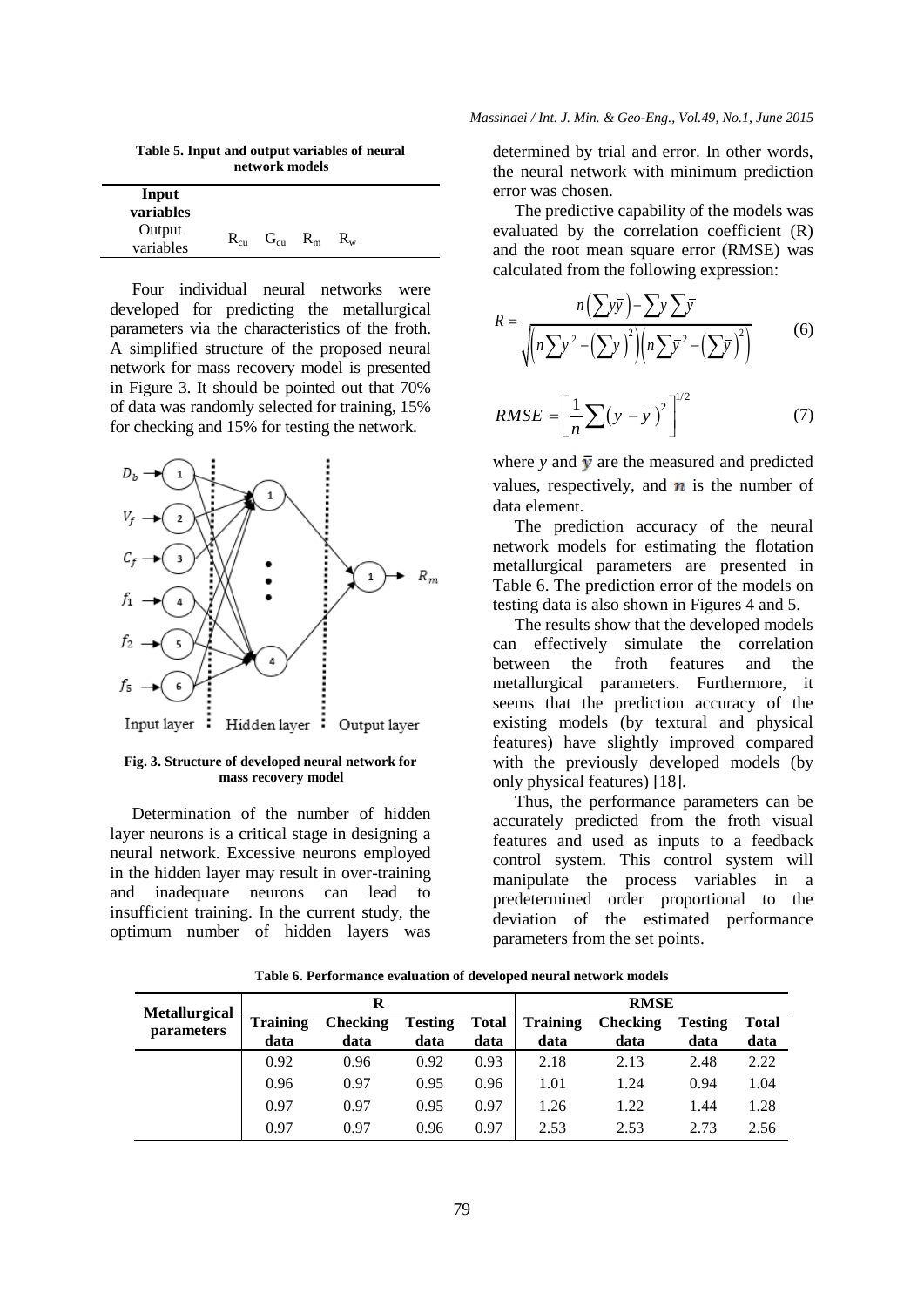**Table 5. Input and output variables of neural network models**

| Input variables | |
|---|---|
| Output variables | $R_{cu}$ $G_{cu}$ $R_m$ $R_w$ |

Four individual neural networks were developed for predicting the metallurgical parameters via the characteristics of the froth. A simplified structure of the proposed neural network for mass recovery model is presented in Figure 3. It should be pointed out that 70% of data was randomly selected for training, 15% for checking and 15% for testing the network.

**Fig. 3. Structure of developed neural network for mass recovery model**

Determination of the number of hidden layer neurons is a critical stage in designing a neural network. Excessive neurons employed in the hidden layer may result in over-training and inadequate neurons can lead to insufficient training. In the current study, the optimum number of hidden layers was determined by trial and error. In other words, the neural network with minimum prediction error was chosen.

The predictive capability of the models was evaluated by the correlation coefficient (R) and the root mean square error (RMSE) was calculated from the following expression:

$$R = \frac{n\left(\sum y\bar{y}\right) - \sum y \sum \bar{y}}{\sqrt{\left(n\sum y^2 - \left(\sum y\right)^2\right)\left(n\sum \bar{y}^2 - \left(\sum \bar{y}\right)^2\right)}} \tag{6}$$

$$RMSE = \left[\frac{1}{n}\sum\left(y - \bar{y}\right)^2\right]^{1/2} \tag{7}$$

where $y$ and $\bar{y}$ are the measured and predicted values, respectively, and $n$ is the number of data element.

The prediction accuracy of the neural network models for estimating the flotation metallurgical parameters are presented in Table 6. The prediction error of the models on testing data is also shown in Figures 4 and 5.

The results show that the developed models can effectively simulate the correlation between the froth features and the metallurgical parameters. Furthermore, it seems that the prediction accuracy of the existing models (by textural and physical features) have slightly improved compared with the previously developed models (by only physical features) [18].

Thus, the performance parameters can be accurately predicted from the froth visual features and used as inputs to a feedback control system. This control system will manipulate the process variables in a predetermined order proportional to the deviation of the estimated performance parameters from the set points.

**Table 6. Performance evaluation of developed neural network models**

| Metallurgical parameters | R | | | | RMSE | | | |
|---|---|---|---|---|---|---|---|---|
| | Training data | Checking data | Testing data | Total data | Training data | Checking data | Testing data | Total data |
| | 0.92 | 0.96 | 0.92 | 0.93 | 2.18 | 2.13 | 2.48 | 2.22 |
| | 0.96 | 0.97 | 0.95 | 0.96 | 1.01 | 1.24 | 0.94 | 1.04 |
| | 0.97 | 0.97 | 0.95 | 0.97 | 1.26 | 1.22 | 1.44 | 1.28 |
| | 0.97 | 0.97 | 0.96 | 0.97 | 2.53 | 2.53 | 2.73 | 2.56 |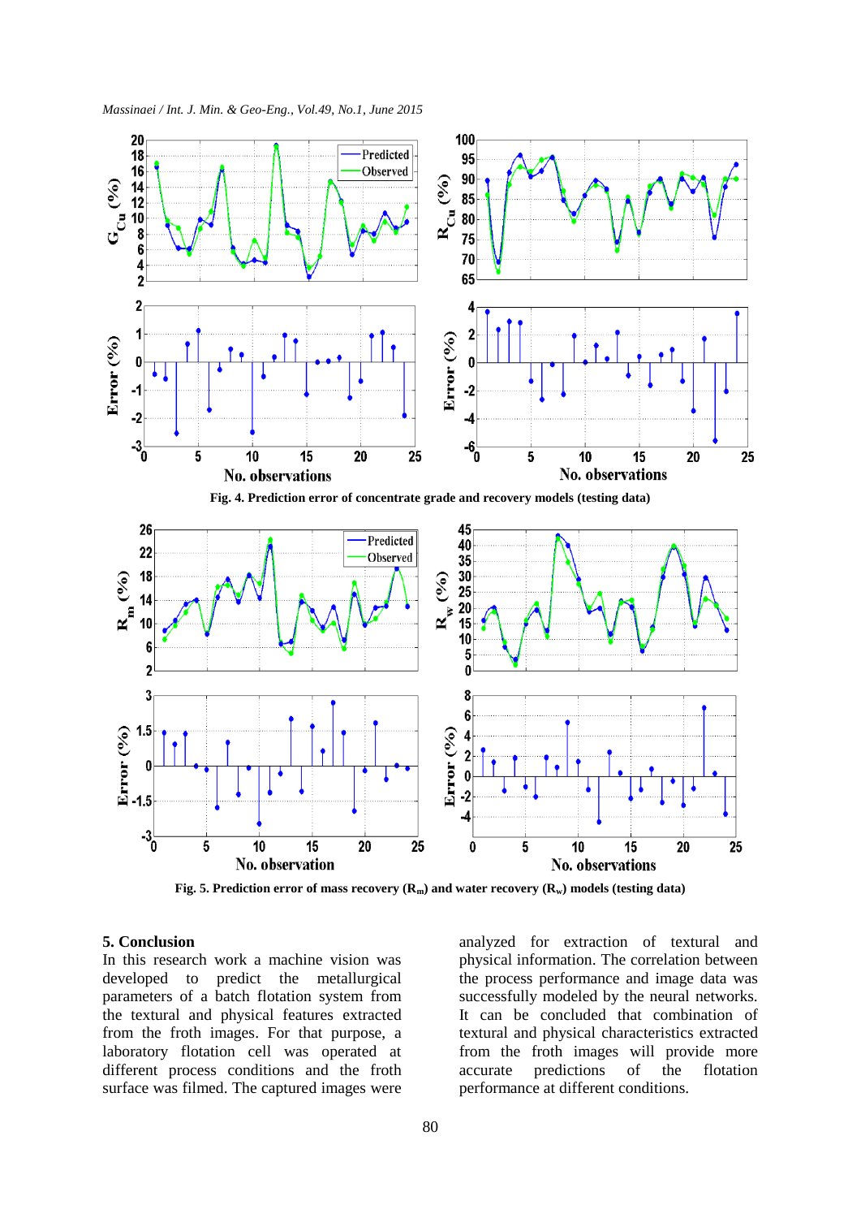Fig. 4. Prediction error of concentrate grade and recovery models (testing data)

Fig. 5. Prediction error of mass recovery ($R_m$) and water recovery ($R_w$) models (testing data)

## 5. Conclusion

In this research work a machine vision was developed to predict the metallurgical parameters of a batch flotation system from the textural and physical features extracted from the froth images. For that purpose, a laboratory flotation cell was operated at different process conditions and the froth surface was filmed. The captured images were analyzed for extraction of textural and physical information. The correlation between the process performance and image data was successfully modeled by the neural networks. It can be concluded that combination of textural and physical characteristics extracted from the froth images will provide more accurate predictions of the flotation performance at different conditions.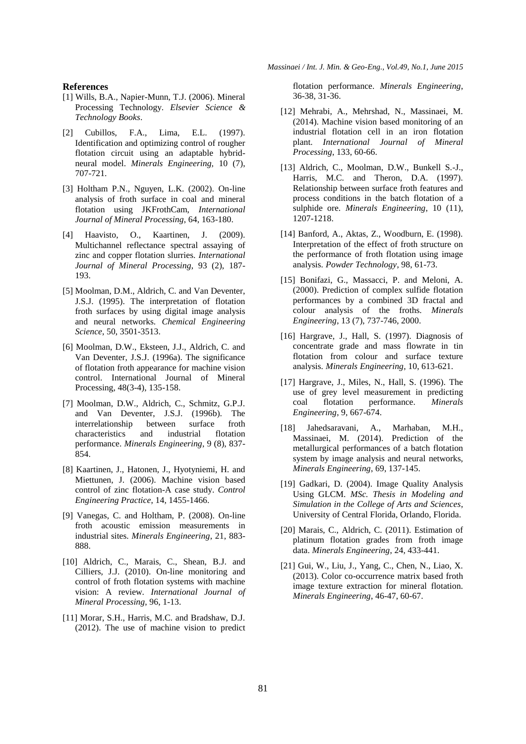## References

[1] Wills, B.A., Napier-Munn, T.J. (2006). Mineral Processing Technology. *Elsevier Science & Technology Books*.

[2] Cubillos, F.A., Lima, E.L. (1997). Identification and optimizing control of rougher flotation circuit using an adaptable hybrid-neural model. *Minerals Engineering*, 10 (7), 707-721.

[3] Holtham P.N., Nguyen, L.K. (2002). On-line analysis of froth surface in coal and mineral flotation using JKFrothCam, *International Journal of Mineral Processing*, 64, 163-180.

[4] Haavisto, O., Kaartinen, J. (2009). Multichannel reflectance spectral assaying of zinc and copper flotation slurries. *International Journal of Mineral Processing*, 93 (2), 187-193.

[5] Moolman, D.M., Aldrich, C. and Van Deventer, J.S.J. (1995). The interpretation of flotation froth surfaces by using digital image analysis and neural networks. *Chemical Engineering Science*, 50, 3501-3513.

[6] Moolman, D.W., Eksteen, J.J., Aldrich, C. and Van Deventer, J.S.J. (1996a). The significance of flotation froth appearance for machine vision control. International Journal of Mineral Processing, 48(3-4), 135-158.

[7] Moolman, D.W., Aldrich, C., Schmitz, G.P.J. and Van Deventer, J.S.J. (1996b). The interrelationship between surface froth characteristics and industrial flotation performance. *Minerals Engineering*, 9 (8), 837-854.

[8] Kaartinen, J., Hatonen, J., Hyotyniemi, H. and Miettunen, J. (2006). Machine vision based control of zinc flotation-A case study. *Control Engineering Practice*, 14, 1455-1466.

[9] Vanegas, C. and Holtham, P. (2008). On-line froth acoustic emission measurements in industrial sites. *Minerals Engineering*, 21, 883-888.

[10] Aldrich, C., Marais, C., Shean, B.J. and Cilliers, J.J. (2010). On-line monitoring and control of froth flotation systems with machine vision: A review. *International Journal of Mineral Processing*, 96, 1-13.

[11] Morar, S.H., Harris, M.C. and Bradshaw, D.J. (2012). The use of machine vision to predict flotation performance. *Minerals Engineering*, 36-38, 31-36.

[12] Mehrabi, A., Mehrshad, N., Massinaei, M. (2014). Machine vision based monitoring of an industrial flotation cell in an iron flotation plant. *International Journal of Mineral Processing*, 133, 60-66.

[13] Aldrich, C., Moolman, D.W., Bunkell S.-J., Harris, M.C. and Theron, D.A. (1997). Relationship between surface froth features and process conditions in the batch flotation of a sulphide ore. *Minerals Engineering*, 10 (11), 1207-1218.

[14] Banford, A., Aktas, Z., Woodburn, E. (1998). Interpretation of the effect of froth structure on the performance of froth flotation using image analysis. *Powder Technology*, 98, 61-73.

[15] Bonifazi, G., Massacci, P. and Meloni, A. (2000). Prediction of complex sulfide flotation performances by a combined 3D fractal and colour analysis of the froths. *Minerals Engineering*, 13 (7), 737-746, 2000.

[16] Hargrave, J., Hall, S. (1997). Diagnosis of concentrate grade and mass flowrate in tin flotation from colour and surface texture analysis. *Minerals Engineering*, 10, 613-621.

[17] Hargrave, J., Miles, N., Hall, S. (1996). The use of grey level measurement in predicting coal flotation performance. *Minerals Engineering*, 9, 667-674.

[18] Jahedsaravani, A., Marhaban, M.H., Massinaei, M. (2014). Prediction of the metallurgical performances of a batch flotation system by image analysis and neural networks, *Minerals Engineering*, 69, 137-145.

[19] Gadkari, D. (2004). Image Quality Analysis Using GLCM. *MSc. Thesis in Modeling and Simulation in the College of Arts and Sciences*, University of Central Florida, Orlando, Florida.

[20] Marais, C., Aldrich, C. (2011). Estimation of platinum flotation grades from froth image data. *Minerals Engineering*, 24, 433-441.

[21] Gui, W., Liu, J., Yang, C., Chen, N., Liao, X. (2013). Color co-occurrence matrix based froth image texture extraction for mineral flotation. *Minerals Engineering*, 46-47, 60-67.